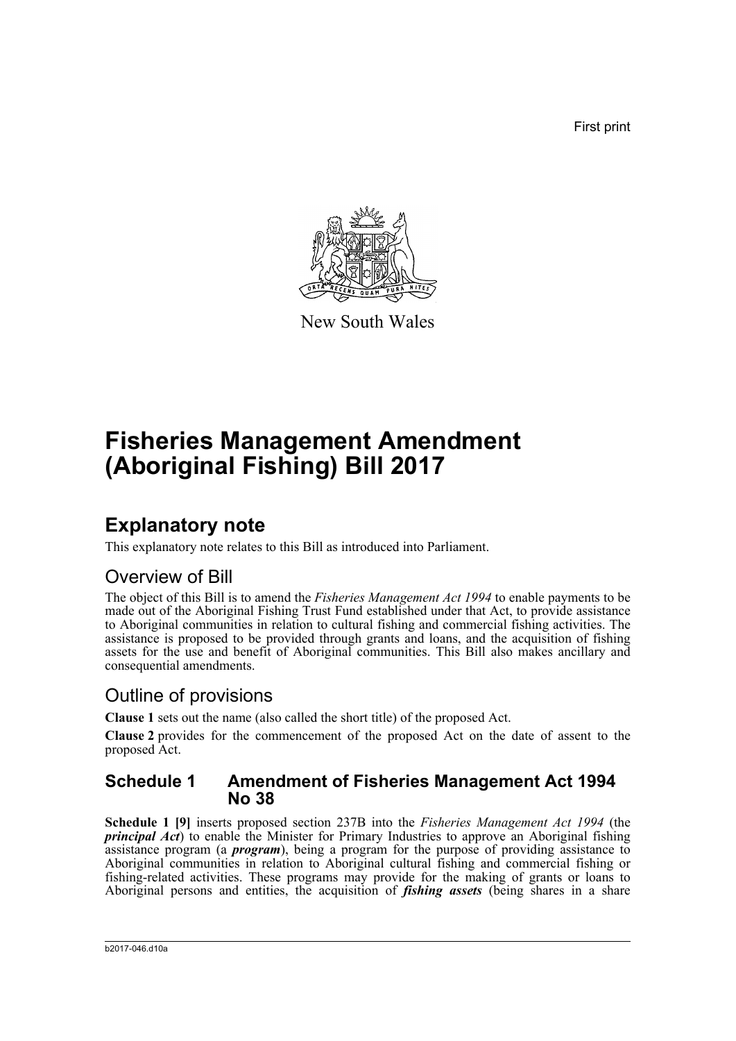First print

New South Wales

# Fisheries Management Amendment (Aboriginal Fishing) Bill 2017

## Explanatory note

This explanatory note relates to this Bill as introduced into Parliament.

### Overview of Bill

The object of this Bill is to amend the *Fisheries Management Act 1994* to enable payments to be made out of the Aboriginal Fishing Trust Fund established under that Act, to provide assistance to Aboriginal communities in relation to cultural fishing and commercial fishing activities. The assistance is proposed to be provided through grants and loans, and the acquisition of fishing assets for the use and benefit of Aboriginal communities. This Bill also makes ancillary and consequential amendments.

### Outline of provisions

**Clause 1** sets out the name (also called the short title) of the proposed Act.

**Clause 2** provides for the commencement of the proposed Act on the date of assent to the proposed Act.

### Schedule 1 Amendment of Fisheries Management Act 1994 No 38

**Schedule 1 [9]** inserts proposed section 237B into the *Fisheries Management Act 1994* (the ***principal Act***) to enable the Minister for Primary Industries to approve an Aboriginal fishing assistance program (a ***program***), being a program for the purpose of providing assistance to Aboriginal communities in relation to Aboriginal cultural fishing and commercial fishing or fishing-related activities. These programs may provide for the making of grants or loans to Aboriginal persons and entities, the acquisition of ***fishing assets*** (being shares in a share

b2017-046.d10a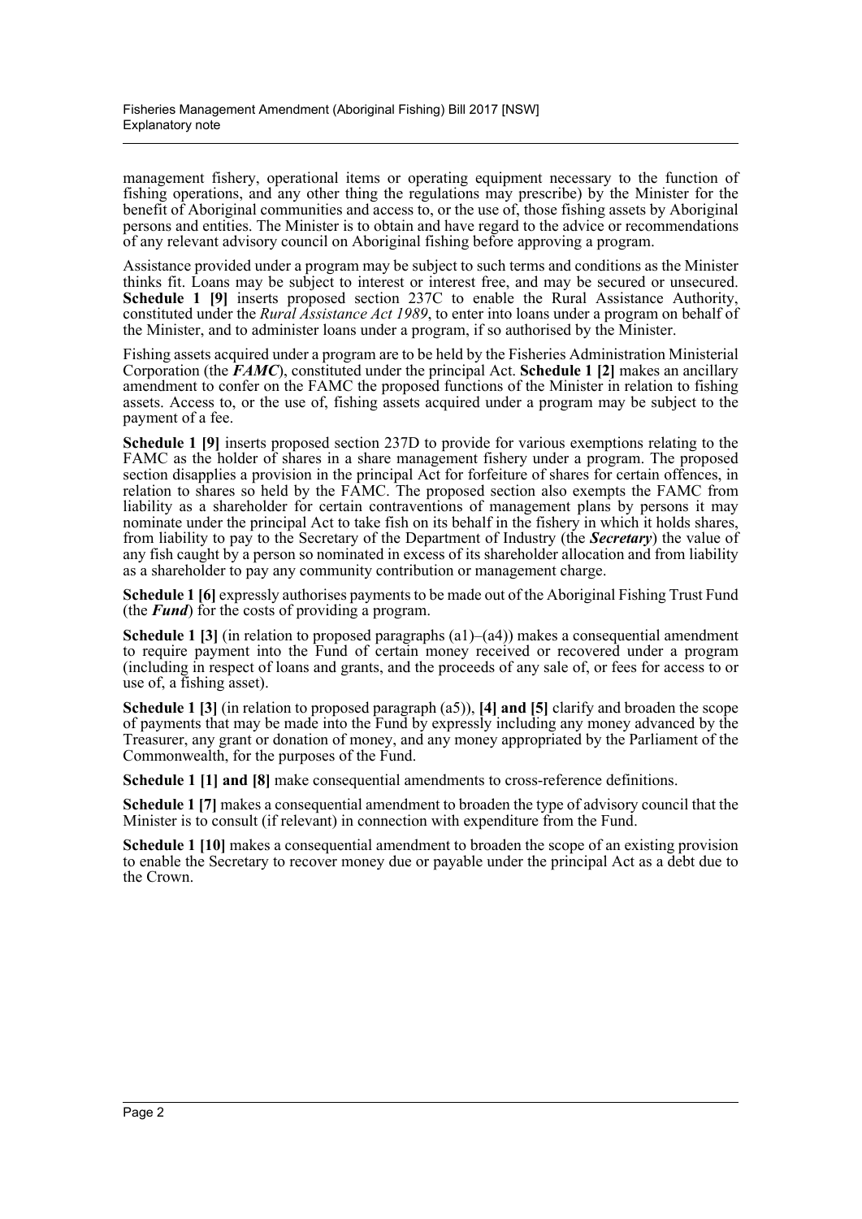management fishery, operational items or operating equipment necessary to the function of fishing operations, and any other thing the regulations may prescribe) by the Minister for the benefit of Aboriginal communities and access to, or the use of, those fishing assets by Aboriginal persons and entities. The Minister is to obtain and have regard to the advice or recommendations of any relevant advisory council on Aboriginal fishing before approving a program.

Assistance provided under a program may be subject to such terms and conditions as the Minister thinks fit. Loans may be subject to interest or interest free, and may be secured or unsecured. **Schedule 1 [9]** inserts proposed section 237C to enable the Rural Assistance Authority, constituted under the *Rural Assistance Act 1989*, to enter into loans under a program on behalf of the Minister, and to administer loans under a program, if so authorised by the Minister.

Fishing assets acquired under a program are to be held by the Fisheries Administration Ministerial Corporation (the ***FAMC***), constituted under the principal Act. **Schedule 1 [2]** makes an ancillary amendment to confer on the FAMC the proposed functions of the Minister in relation to fishing assets. Access to, or the use of, fishing assets acquired under a program may be subject to the payment of a fee.

**Schedule 1 [9]** inserts proposed section 237D to provide for various exemptions relating to the FAMC as the holder of shares in a share management fishery under a program. The proposed section disapplies a provision in the principal Act for forfeiture of shares for certain offences, in relation to shares so held by the FAMC. The proposed section also exempts the FAMC from liability as a shareholder for certain contraventions of management plans by persons it may nominate under the principal Act to take fish on its behalf in the fishery in which it holds shares, from liability to pay to the Secretary of the Department of Industry (the ***Secretary***) the value of any fish caught by a person so nominated in excess of its shareholder allocation and from liability as a shareholder to pay any community contribution or management charge.

**Schedule 1 [6]** expressly authorises payments to be made out of the Aboriginal Fishing Trust Fund (the ***Fund***) for the costs of providing a program.

**Schedule 1 [3]** (in relation to proposed paragraphs (a1)–(a4)) makes a consequential amendment to require payment into the Fund of certain money received or recovered under a program (including in respect of loans and grants, and the proceeds of any sale of, or fees for access to or use of, a fishing asset).

**Schedule 1 [3]** (in relation to proposed paragraph (a5)), **[4] and [5]** clarify and broaden the scope of payments that may be made into the Fund by expressly including any money advanced by the Treasurer, any grant or donation of money, and any money appropriated by the Parliament of the Commonwealth, for the purposes of the Fund.

**Schedule 1 [1] and [8]** make consequential amendments to cross-reference definitions.

**Schedule 1 [7]** makes a consequential amendment to broaden the type of advisory council that the Minister is to consult (if relevant) in connection with expenditure from the Fund.

**Schedule 1 [10]** makes a consequential amendment to broaden the scope of an existing provision to enable the Secretary to recover money due or payable under the principal Act as a debt due to the Crown.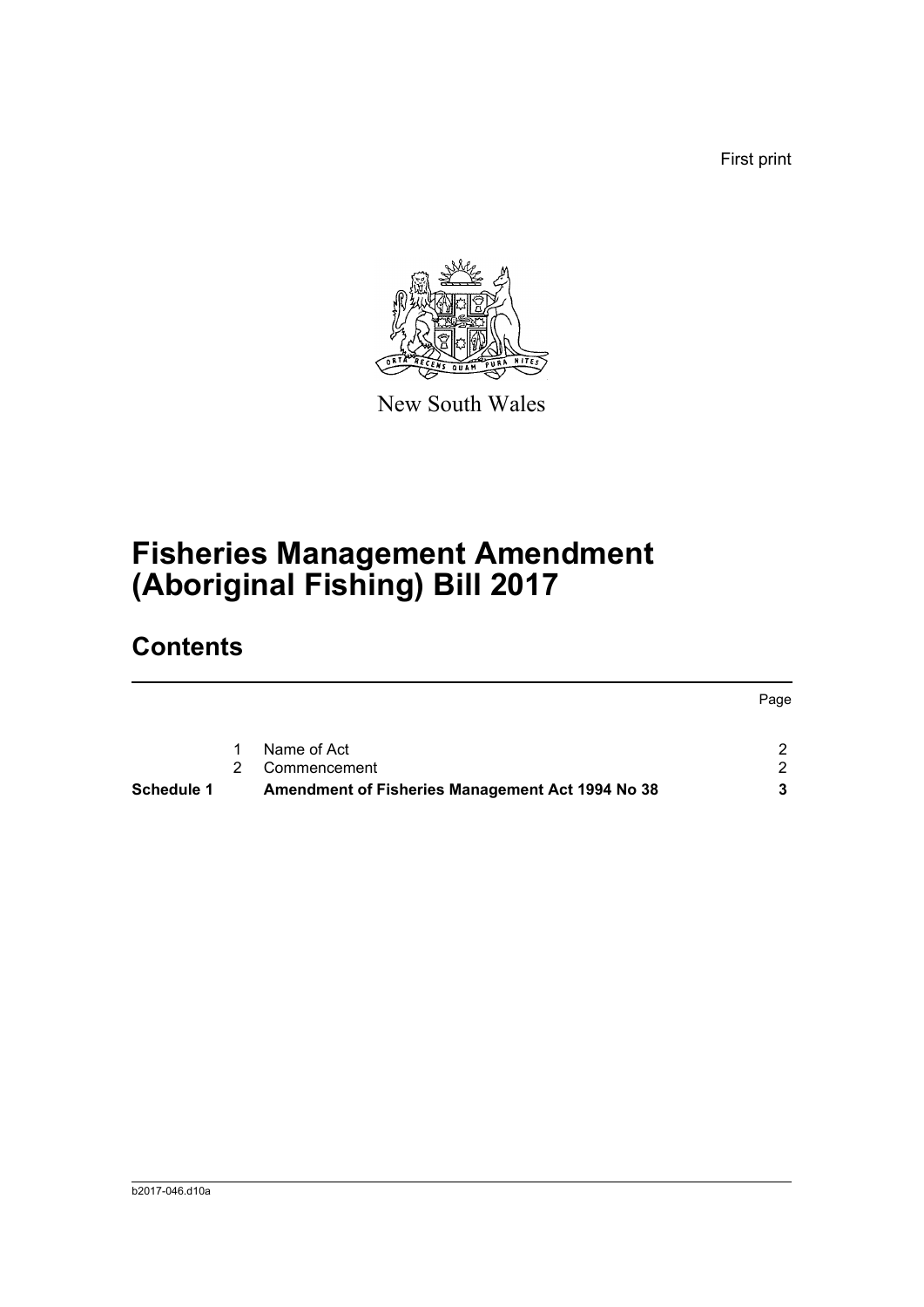First print

New South Wales

# Fisheries Management Amendment (Aboriginal Fishing) Bill 2017

## Contents

| | | | Page |
|---|---|---|---|
| | 1 | Name of Act | 2 |
| | 2 | Commencement | 2 |
| **Schedule 1** | | **Amendment of Fisheries Management Act 1994 No 38** | **3** |

b2017-046.d10a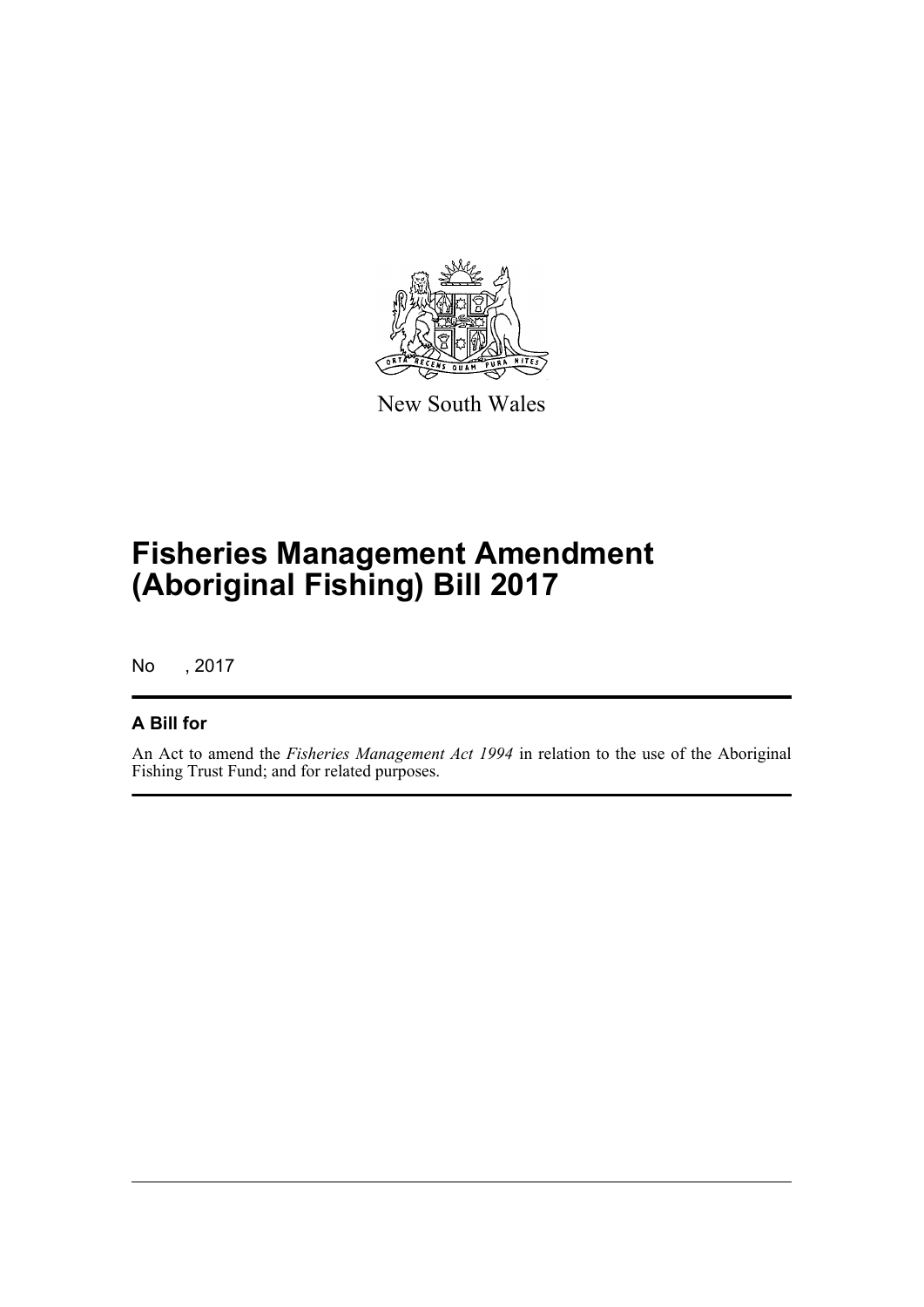New South Wales

# Fisheries Management Amendment (Aboriginal Fishing) Bill 2017

No , 2017

## A Bill for

An Act to amend the *Fisheries Management Act 1994* in relation to the use of the Aboriginal Fishing Trust Fund; and for related purposes.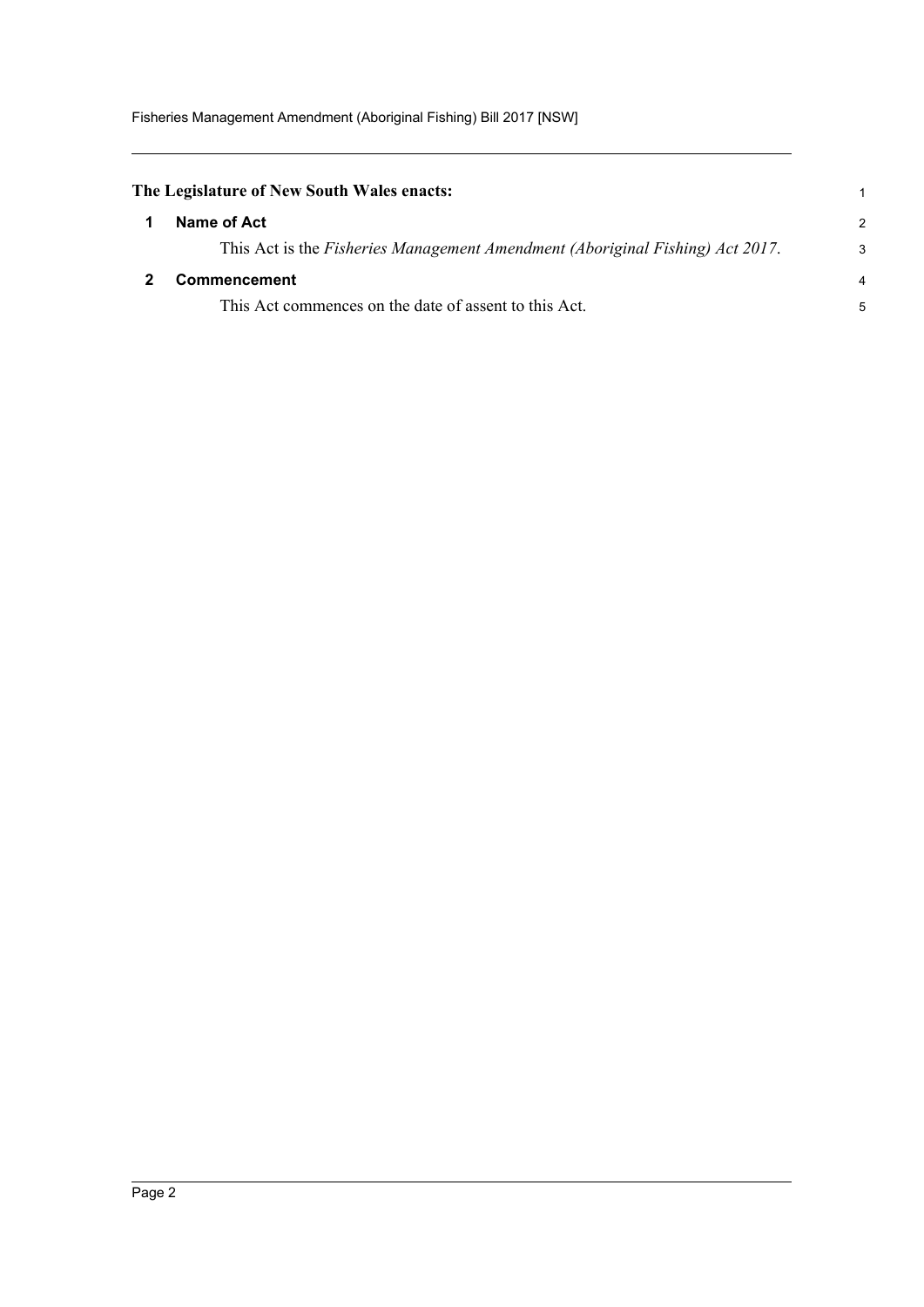**The Legislature of New South Wales enacts:**

## 1 Name of Act

This Act is the *Fisheries Management Amendment (Aboriginal Fishing) Act 2017*.

## 2 Commencement

This Act commences on the date of assent to this Act.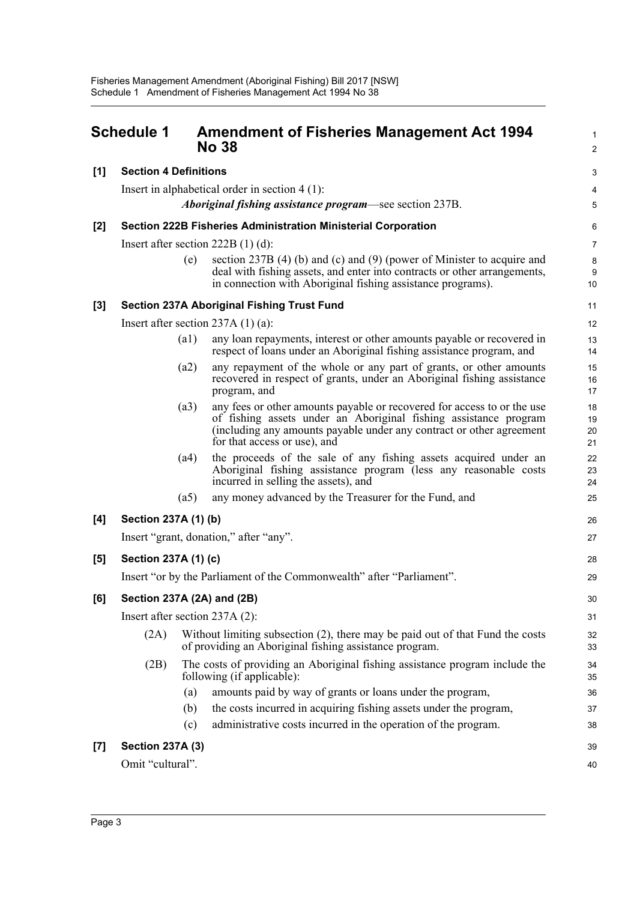## Schedule 1 Amendment of Fisheries Management Act 1994 No 38

**[1] Section 4 Definitions**

Insert in alphabetical order in section 4 (1):

***Aboriginal fishing assistance program***—see section 237B.

**[2] Section 222B Fisheries Administration Ministerial Corporation**

Insert after section 222B (1) (d):

(e) section 237B (4) (b) and (c) and (9) (power of Minister to acquire and deal with fishing assets, and enter into contracts or other arrangements, in connection with Aboriginal fishing assistance programs).

**[3] Section 237A Aboriginal Fishing Trust Fund**

Insert after section 237A (1) (a):

(a1) any loan repayments, interest or other amounts payable or recovered in respect of loans under an Aboriginal fishing assistance program, and

(a2) any repayment of the whole or any part of grants, or other amounts recovered in respect of grants, under an Aboriginal fishing assistance program, and

(a3) any fees or other amounts payable or recovered for access to or the use of fishing assets under an Aboriginal fishing assistance program (including any amounts payable under any contract or other agreement for that access or use), and

(a4) the proceeds of the sale of any fishing assets acquired under an Aboriginal fishing assistance program (less any reasonable costs incurred in selling the assets), and

(a5) any money advanced by the Treasurer for the Fund, and

**[4] Section 237A (1) (b)**

Insert "grant, donation," after "any".

**[5] Section 237A (1) (c)**

Insert "or by the Parliament of the Commonwealth" after "Parliament".

**[6] Section 237A (2A) and (2B)**

Insert after section 237A (2):

(2A) Without limiting subsection (2), there may be paid out of that Fund the costs of providing an Aboriginal fishing assistance program.

(2B) The costs of providing an Aboriginal fishing assistance program include the following (if applicable):

(a) amounts paid by way of grants or loans under the program,

(b) the costs incurred in acquiring fishing assets under the program,

(c) administrative costs incurred in the operation of the program.

**[7] Section 237A (3)**

Omit "cultural".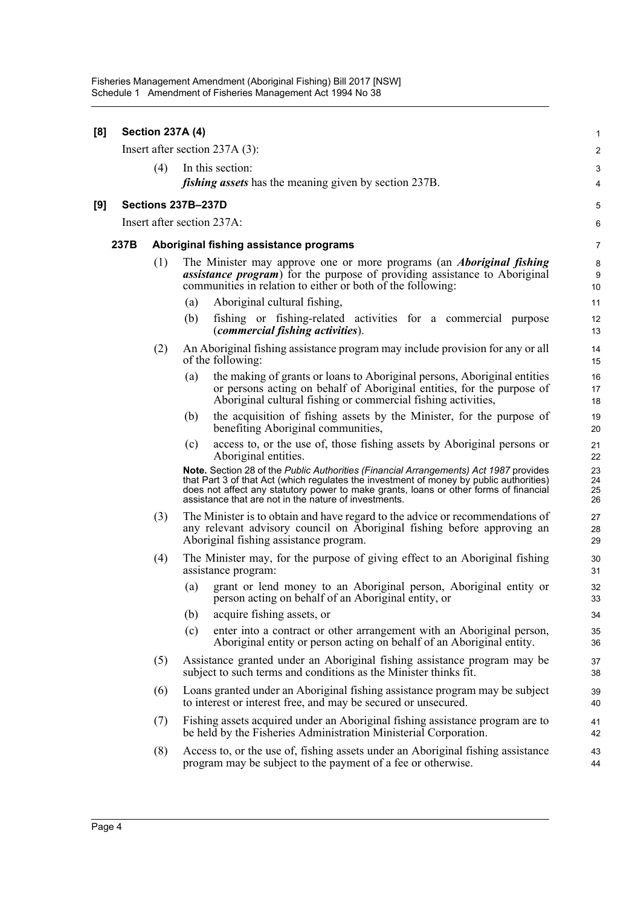**[8] Section 237A (4)**

Insert after section 237A (3):

(4) In this section:

***fishing assets*** has the meaning given by section 237B.

**[9] Sections 237B–237D**

Insert after section 237A:

**237B Aboriginal fishing assistance programs**

(1) The Minister may approve one or more programs (an ***Aboriginal fishing assistance program***) for the purpose of providing assistance to Aboriginal communities in relation to either or both of the following:

(a) Aboriginal cultural fishing,

(b) fishing or fishing-related activities for a commercial purpose (***commercial fishing activities***).

(2) An Aboriginal fishing assistance program may include provision for any or all of the following:

(a) the making of grants or loans to Aboriginal persons, Aboriginal entities or persons acting on behalf of Aboriginal entities, for the purpose of Aboriginal cultural fishing or commercial fishing activities,

(b) the acquisition of fishing assets by the Minister, for the purpose of benefiting Aboriginal communities,

(c) access to, or the use of, those fishing assets by Aboriginal persons or Aboriginal entities.

**Note.** Section 28 of the *Public Authorities (Financial Arrangements) Act 1987* provides that Part 3 of that Act (which regulates the investment of money by public authorities) does not affect any statutory power to make grants, loans or other forms of financial assistance that are not in the nature of investments.

(3) The Minister is to obtain and have regard to the advice or recommendations of any relevant advisory council on Aboriginal fishing before approving an Aboriginal fishing assistance program.

(4) The Minister may, for the purpose of giving effect to an Aboriginal fishing assistance program:

(a) grant or lend money to an Aboriginal person, Aboriginal entity or person acting on behalf of an Aboriginal entity, or

(b) acquire fishing assets, or

(c) enter into a contract or other arrangement with an Aboriginal person, Aboriginal entity or person acting on behalf of an Aboriginal entity.

(5) Assistance granted under an Aboriginal fishing assistance program may be subject to such terms and conditions as the Minister thinks fit.

(6) Loans granted under an Aboriginal fishing assistance program may be subject to interest or interest free, and may be secured or unsecured.

(7) Fishing assets acquired under an Aboriginal fishing assistance program are to be held by the Fisheries Administration Ministerial Corporation.

(8) Access to, or the use of, fishing assets under an Aboriginal fishing assistance program may be subject to the payment of a fee or otherwise.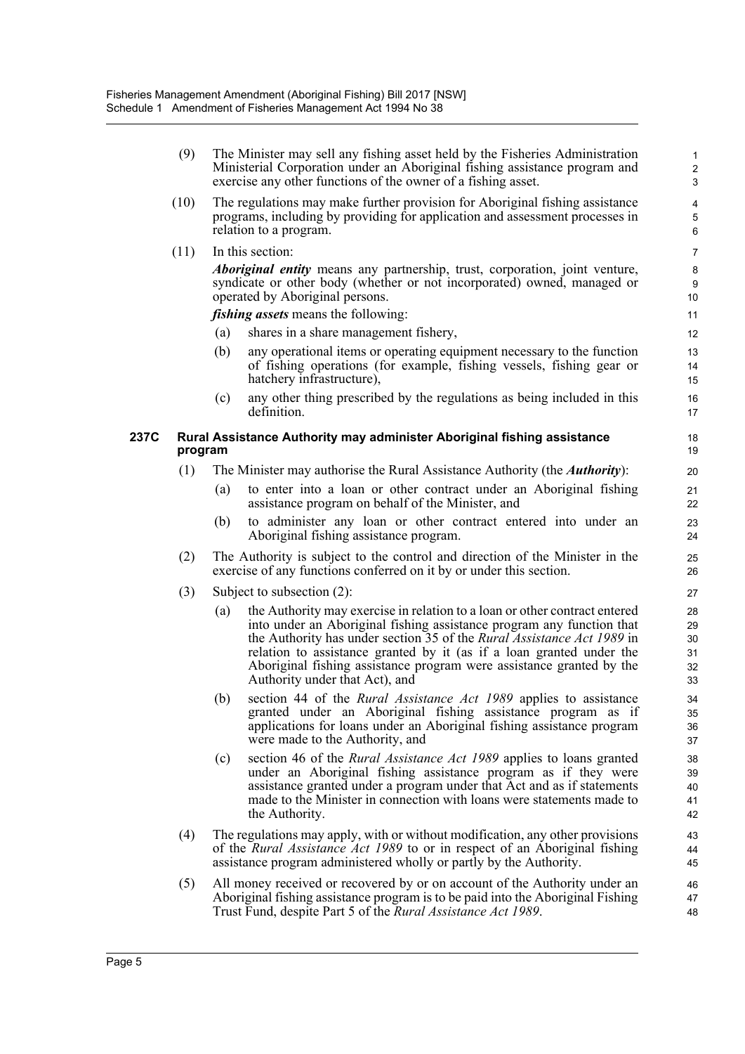(9) The Minister may sell any fishing asset held by the Fisheries Administration Ministerial Corporation under an Aboriginal fishing assistance program and exercise any other functions of the owner of a fishing asset.

(10) The regulations may make further provision for Aboriginal fishing assistance programs, including by providing for application and assessment processes in relation to a program.

(11) In this section:

***Aboriginal entity*** means any partnership, trust, corporation, joint venture, syndicate or other body (whether or not incorporated) owned, managed or operated by Aboriginal persons.

***fishing assets*** means the following:

(a) shares in a share management fishery,

(b) any operational items or operating equipment necessary to the function of fishing operations (for example, fishing vessels, fishing gear or hatchery infrastructure),

(c) any other thing prescribed by the regulations as being included in this definition.

**237C Rural Assistance Authority may administer Aboriginal fishing assistance program**

(1) The Minister may authorise the Rural Assistance Authority (the ***Authority***):

(a) to enter into a loan or other contract under an Aboriginal fishing assistance program on behalf of the Minister, and

(b) to administer any loan or other contract entered into under an Aboriginal fishing assistance program.

(2) The Authority is subject to the control and direction of the Minister in the exercise of any functions conferred on it by or under this section.

(3) Subject to subsection (2):

(a) the Authority may exercise in relation to a loan or other contract entered into under an Aboriginal fishing assistance program any function that the Authority has under section 35 of the *Rural Assistance Act 1989* in relation to assistance granted by it (as if a loan granted under the Aboriginal fishing assistance program were assistance granted by the Authority under that Act), and

(b) section 44 of the *Rural Assistance Act 1989* applies to assistance granted under an Aboriginal fishing assistance program as if applications for loans under an Aboriginal fishing assistance program were made to the Authority, and

(c) section 46 of the *Rural Assistance Act 1989* applies to loans granted under an Aboriginal fishing assistance program as if they were assistance granted under a program under that Act and as if statements made to the Minister in connection with loans were statements made to the Authority.

(4) The regulations may apply, with or without modification, any other provisions of the *Rural Assistance Act 1989* to or in respect of an Aboriginal fishing assistance program administered wholly or partly by the Authority.

(5) All money received or recovered by or on account of the Authority under an Aboriginal fishing assistance program is to be paid into the Aboriginal Fishing Trust Fund, despite Part 5 of the *Rural Assistance Act 1989*.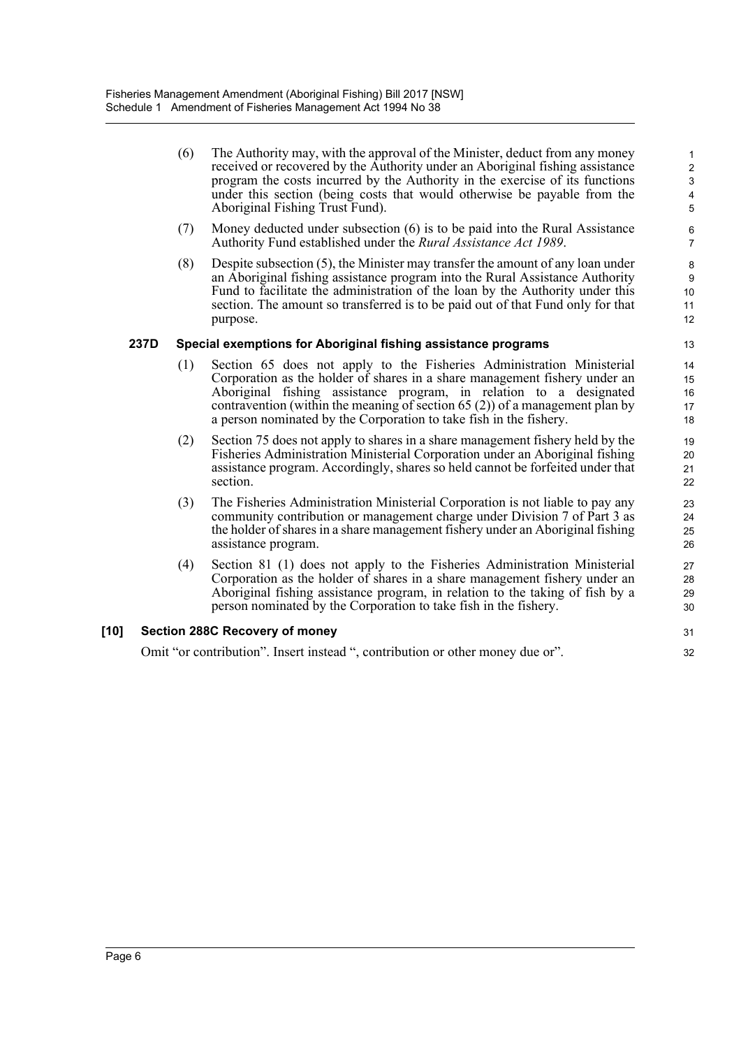(6) The Authority may, with the approval of the Minister, deduct from any money received or recovered by the Authority under an Aboriginal fishing assistance program the costs incurred by the Authority in the exercise of its functions under this section (being costs that would otherwise be payable from the Aboriginal Fishing Trust Fund).

(7) Money deducted under subsection (6) is to be paid into the Rural Assistance Authority Fund established under the *Rural Assistance Act 1989*.

(8) Despite subsection (5), the Minister may transfer the amount of any loan under an Aboriginal fishing assistance program into the Rural Assistance Authority Fund to facilitate the administration of the loan by the Authority under this section. The amount so transferred is to be paid out of that Fund only for that purpose.

**237D Special exemptions for Aboriginal fishing assistance programs**

(1) Section 65 does not apply to the Fisheries Administration Ministerial Corporation as the holder of shares in a share management fishery under an Aboriginal fishing assistance program, in relation to a designated contravention (within the meaning of section 65 (2)) of a management plan by a person nominated by the Corporation to take fish in the fishery.

(2) Section 75 does not apply to shares in a share management fishery held by the Fisheries Administration Ministerial Corporation under an Aboriginal fishing assistance program. Accordingly, shares so held cannot be forfeited under that section.

(3) The Fisheries Administration Ministerial Corporation is not liable to pay any community contribution or management charge under Division 7 of Part 3 as the holder of shares in a share management fishery under an Aboriginal fishing assistance program.

(4) Section 81 (1) does not apply to the Fisheries Administration Ministerial Corporation as the holder of shares in a share management fishery under an Aboriginal fishing assistance program, in relation to the taking of fish by a person nominated by the Corporation to take fish in the fishery.

**[10] Section 288C Recovery of money**

Omit "or contribution". Insert instead ", contribution or other money due or".